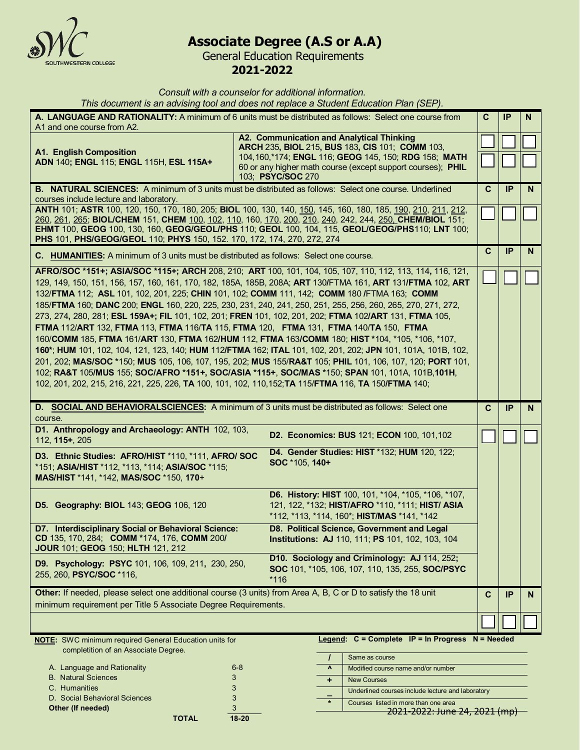# Associate Degree (A.S or A.A)

## General Education Requirements

## 2021-2022

*Consult with a counselor for additional information.*
*This document is an advising tool and does not replace a Student Education Plan (SEP).*

| **A. LANGUAGE AND RATIONALITY:** A minimum of 6 units must be distributed as follows: Select one course from A1 and one course from A2. | | **C** | **IP** | **N** |
|---|---|---|---|---|
| **A1. English Composition** **ADN** 140**; ENGL** 115; **ENGL** 115H, **ESL 115A+** | **A2. Communication and Analytical Thinking** **ARCH** 235**, BIOL** 215**, BUS** 183**, CIS** 101; **COMM** 103, 104,160,*174; **ENGL** 116; **GEOG** 145, 150; **RDG** 158; **MATH** 60 or any higher math course (except support courses); **PHIL** 103; **PSYC/SOC** 270 | | | |

| **B. NATURAL SCIENCES:** A minimum of 3 units must be distributed as follows: Select one course. Underlined courses include lecture and laboratory. | **C** | **IP** | **N** |
|---|---|---|---|
| **ANTH** 101; **ASTR** 100, 120, 150, 170, 180, 205; **BIOL** 100, 130, 140, 150, 145, 160, 180, 185, 190, 210, 211, 212, 260, 261, 265; **BIOL/CHEM** 151, **CHEM** 100, 102, 110, 160, 170, 200, 210, 240, 242, 244, 250, **CHEM/BIOL** 151; **EHMT** 100, **GEOG** 100, 130, 160, **GEOG/GEOL/PHS** 110; **GEOL** 100, 104, 115, **GEOL/GEOG/PHS**110; **LNT** 100; **PHS** 101, **PHS/GEOG/GEOL** 110; **PHYS** 150, 152. 170, 172, 174, 270, 272, 274 | | | |

| **C. HUMANITIES:** A minimum of 3 units must be distributed as follows: Select one course. | **C** | **IP** | **N** |
|---|---|---|---|
| **AFRO/SOC *151+; ASIA/SOC *115+; ARCH** 208, 210; **ART** 100, 101, 104, 105, 107, 110, 112, 113, 114**,** 116, 121, 129, 149, 150, 151, 156, 157, 160, 161, 170, 182, 185A, 185B, 208A; **ART** 130/FTMA 161, **ART** 131**/FTMA** 102, **ART** 132/**FTMA** 112; **ASL** 101, 102, 201, 225; **CHIN** 101, 102; **COMM** 111, 142; **COMM** 180 **/**FTMA 163; **COMM** 185/**FTMA** 160; **DANC** 200; **ENGL** 160, 220, 225, 230, 231, 240, 241, 250, 251, 255, 256, 260, 265, 270, 271, 272, 273, 274**,** 280, 281; **ESL 159A+; FIL** 101, 102, 201; **FREN** 101, 102, 201, 202; **FTMA** 102**/ART** 131, **FTMA** 105, **FTMA** 112/**ART** 132, **FTMA** 113, **FTMA** 116/**TA** 115, **FTMA** 120, **FTMA** 131, **FTMA** 140/**TA** 150, **FTMA** 160/**COMM** 185, **FTMA** 161**/ART** 130, **FTMA** 162**/HUM** 112, **FTMA** 163/**COMM** 180; **HIST** *104, *105, *106, *107, **160***; **HUM** 101, 102, 104, 121, 123, 140; **HUM** 112**/FTMA** 162; **ITAL** 101, 102, 201, 202; **JPN** 101, 101A, 101B, 102, 201, 202; **MAS/SOC** *150; **MUS** 105, 106, 107, 195, 202; **MUS** 155**/RA&T** 105; **PHIL** 101, 106, 107, 120; **PORT** 101, 102; **RA&T** 105**/MUS** 155; **SOC/AFRO *151+, SOC/ASIA *115+**, **SOC/MAS** *150; **SPAN** 101, 101A, 101B,**101H**, 102, 201, 202, 215, 216, 221, 225, 226, **TA** 100, 101, 102, 110,152;**TA** 115/**FTMA** 116, **TA** 150**/FTMA** 140; | | | |

| **D. SOCIAL AND BEHAVIORALSCIENCES:** A minimum of 3 units must be distributed as follows: Select one course. | | **C** | **IP** | **N** |
|---|---|---|---|---|
| **D1. Anthropology and Archaeology: ANTH** 102, 103, 112, **115+**, 205 | **D2. Economics: BUS** 121; **ECON** 100, 101,102 | | | |
| **D3. Ethnic Studies: AFRO/HIST** *110, *111, **AFRO/ SOC** *151; **ASIA/HIST** *112, *113, *114; **ASIA/SOC** *115; **MAS/HIST** *141, *142, **MAS/SOC** *150, **170**+ | **D4. Gender Studies: HIST** *132; **HUM** 120, 122; **SOC** *105, **140+** | | | |
| **D5. Geography: BIOL** 143; **GEOG** 106, 120 | **D6. History: HIST** 100, 101, *104, *105, *106, *107, 121, 122, *132; **HIST/AFRO** *110, *111; **HIST/ ASIA** *112, *113, *114, 160*; **HIST/MAS** *141, *142 | | | |
| **D7. Interdisciplinary Social or Behavioral Science: CD** 135, 170, 284; **COMM** *174, 176, **COMM** 200/ **JOUR** 101; **GEOG** 150; **HLTH** 121, 212 | **D8. Political Science, Government and Legal Institutions: AJ** 110, 111; **PS** 101, 102, 103, 104 | | | |
| **D9. Psychology: PSYC** 101, 106, 109, 211**,** 230, 250, 255, 260, **PSYC/SOC** *116, | **D10. Sociology and Criminology: AJ** 114, 252**; SOC** 101, *105, 106, 107, 110, 135, 255, **SOC/PSYC** *116 | | | |

| **Other:** If needed, please select one additional course (3 units) from Area A, B, C or D to satisfy the 18 unit minimum requirement per Title 5 Associate Degree Requirements. | **C** | **IP** | **N** |
|---|---|---|---|
| | | | |

**NOTE:** SWC minimum required General Education units for completition of an Associate Degree.

| | |
|---|---|
| A. Language and Rationality | 6-8 |
| B. Natural Sciences | 3 |
| C. Humanities | 3 |
| D. Social Behavioral Sciences | 3 |
| **Other (If needed)** | 3 |
| **TOTAL** | **18-20** |

**Legend: C = Complete IP = In Progress N = Needed**

| | |
|---|---|
| / | Same as course |
| ^ | Modified course name and/or number |
| + | New Courses |
| _ | Underlined courses include lecture and laboratory |
| * | Courses listed in more than one area |

2021-2022: June 24, 2021 (mp)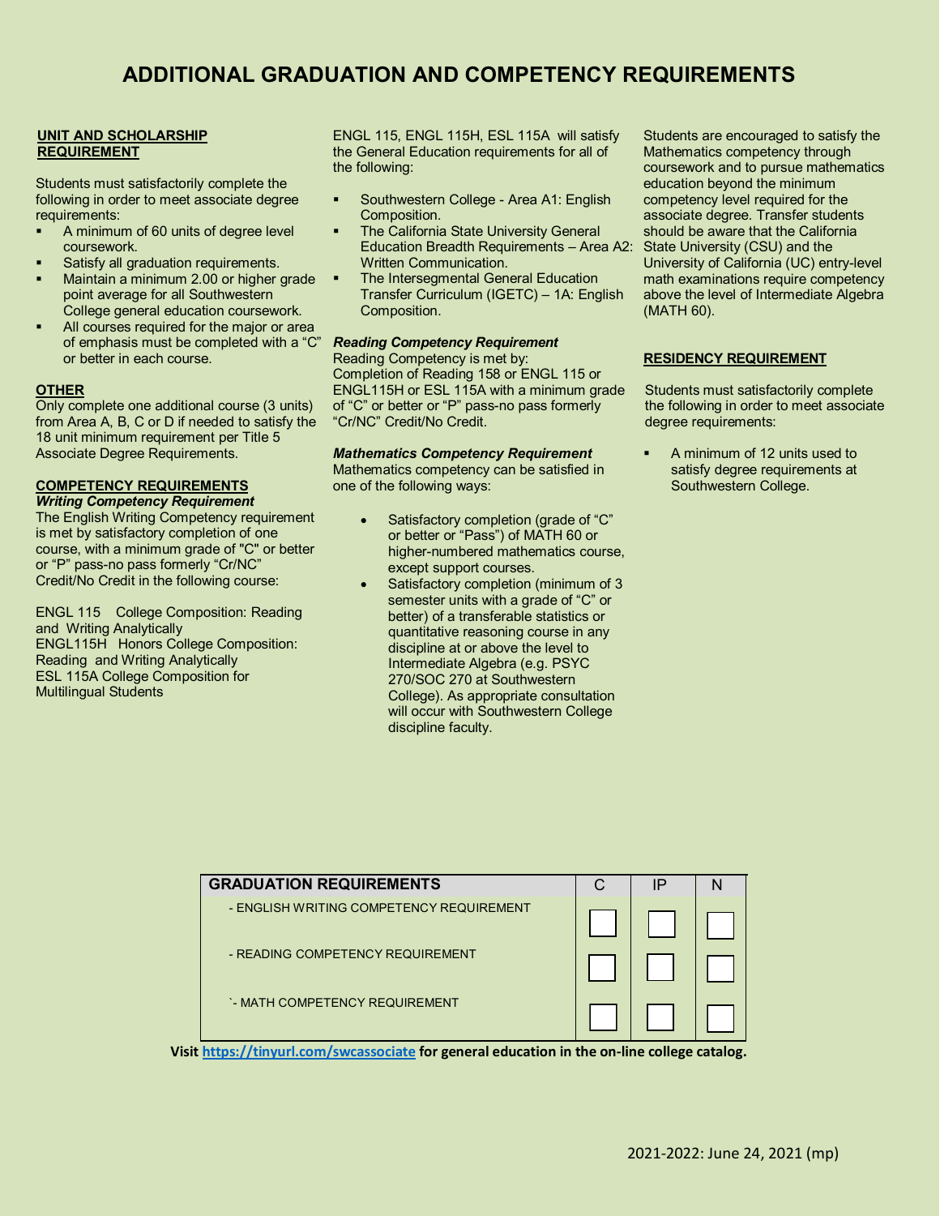# ADDITIONAL GRADUATION AND COMPETENCY REQUIREMENTS

## UNIT AND SCHOLARSHIP REQUIREMENT

Students must satisfactorily complete the following in order to meet associate degree requirements:

- A minimum of 60 units of degree level coursework.
- Satisfy all graduation requirements.
- Maintain a minimum 2.00 or higher grade point average for all Southwestern College general education coursework.
- All courses required for the major or area of emphasis must be completed with a "C" or better in each course.

## OTHER

Only complete one additional course (3 units) from Area A, B, C or D if needed to satisfy the 18 unit minimum requirement per Title 5 Associate Degree Requirements.

## COMPETENCY REQUIREMENTS

### *Writing Competency Requirement*

The English Writing Competency requirement is met by satisfactory completion of one course, with a minimum grade of "C" or better or "P" pass-no pass formerly "Cr/NC" Credit/No Credit in the following course:

ENGL 115 College Composition: Reading and Writing Analytically
ENGL115H Honors College Composition: Reading and Writing Analytically
ESL 115A College Composition for Multilingual Students

ENGL 115, ENGL 115H, ESL 115A will satisfy the General Education requirements for all of the following:

- Southwestern College - Area A1: English Composition.
- The California State University General Education Breadth Requirements – Area A2: Written Communication.
- The Intersegmental General Education Transfer Curriculum (IGETC) – 1A: English Composition.

### *Reading Competency Requirement*

Reading Competency is met by:
Completion of Reading 158 or ENGL 115 or ENGL115H or ESL 115A with a minimum grade of "C" or better or "P" pass-no pass formerly "Cr/NC" Credit/No Credit.

### *Mathematics Competency Requirement*

Mathematics competency can be satisfied in one of the following ways:

- Satisfactory completion (grade of "C" or better or "Pass") of MATH 60 or higher-numbered mathematics course, except support courses.
- Satisfactory completion (minimum of 3 semester units with a grade of "C" or better) of a transferable statistics or quantitative reasoning course in any discipline at or above the level to Intermediate Algebra (e.g. PSYC 270/SOC 270 at Southwestern College). As appropriate consultation will occur with Southwestern College discipline faculty.

Students are encouraged to satisfy the Mathematics competency through coursework and to pursue mathematics education beyond the minimum competency level required for the associate degree. Transfer students should be aware that the California State University (CSU) and the University of California (UC) entry-level math examinations require competency above the level of Intermediate Algebra (MATH 60).

## RESIDENCY REQUIREMENT

Students must satisfactorily complete the following in order to meet associate degree requirements:

- A minimum of 12 units used to satisfy degree requirements at Southwestern College.

| GRADUATION REQUIREMENTS | C | IP | N |
|---|---|---|---|
| - ENGLISH WRITING COMPETENCY REQUIREMENT | ☐ | ☐ | ☐ |
| - READING COMPETENCY REQUIREMENT | ☐ | ☐ | ☐ |
| `- MATH COMPETENCY REQUIREMENT | ☐ | ☐ | ☐ |

**Visit https://tinyurl.com/swcassociate for general education in the on-line college catalog.**

2021-2022: June 24, 2021 (mp)